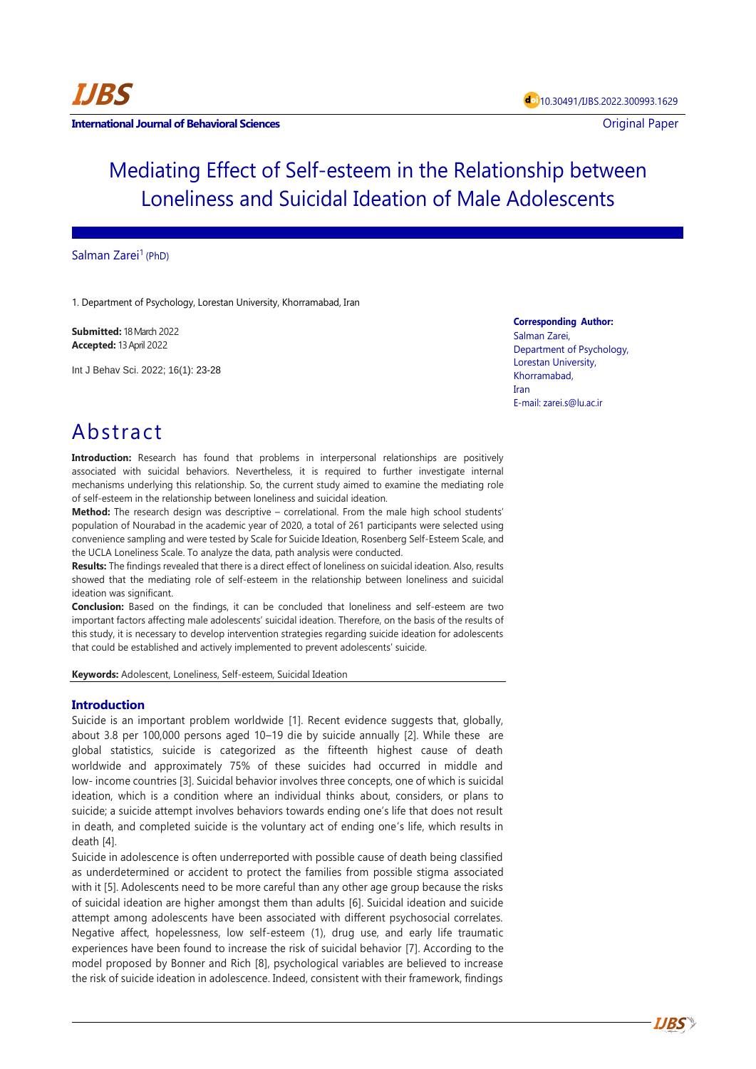IJBS

International Journal of Behavioral Sciences

10.30491/IJBS.2022.300993.1629

Original Paper

# Mediating Effect of Self-esteem in the Relationship between Loneliness and Suicidal Ideation of Male Adolescents

Salman Zarei[1] (PhD)

1. Department of Psychology, Lorestan University, Khorramabad, Iran

**Submitted:** 18 March 2022
**Accepted:** 13 April 2022

Int J Behav Sci. 2022; 16(1): 23-28

**Corresponding Author:**
Salman Zarei,
Department of Psychology,
Lorestan University,
Khorramabad,
Iran
E-mail: zarei.s@lu.ac.ir

# Abstract

**Introduction:** Research has found that problems in interpersonal relationships are positively associated with suicidal behaviors. Nevertheless, it is required to further investigate internal mechanisms underlying this relationship. So, the current study aimed to examine the mediating role of self-esteem in the relationship between loneliness and suicidal ideation.

**Method:** The research design was descriptive – correlational. From the male high school students' population of Nourabad in the academic year of 2020, a total of 261 participants were selected using convenience sampling and were tested by Scale for Suicide Ideation, Rosenberg Self-Esteem Scale, and the UCLA Loneliness Scale. To analyze the data, path analysis were conducted.

**Results:** The findings revealed that there is a direct effect of loneliness on suicidal ideation. Also, results showed that the mediating role of self-esteem in the relationship between loneliness and suicidal ideation was significant.

**Conclusion:** Based on the findings, it can be concluded that loneliness and self-esteem are two important factors affecting male adolescents' suicidal ideation. Therefore, on the basis of the results of this study, it is necessary to develop intervention strategies regarding suicide ideation for adolescents that could be established and actively implemented to prevent adolescents' suicide.

**Keywords:** Adolescent, Loneliness, Self-esteem, Suicidal Ideation

## Introduction

Suicide is an important problem worldwide [1]. Recent evidence suggests that, globally, about 3.8 per 100,000 persons aged 10–19 die by suicide annually [2]. While these are global statistics, suicide is categorized as the fifteenth highest cause of death worldwide and approximately 75% of these suicides had occurred in middle and low- income countries [3]. Suicidal behavior involves three concepts, one of which is suicidal ideation, which is a condition where an individual thinks about, considers, or plans to suicide; a suicide attempt involves behaviors towards ending one's life that does not result in death, and completed suicide is the voluntary act of ending one's life, which results in death [4].

Suicide in adolescence is often underreported with possible cause of death being classified as underdetermined or accident to protect the families from possible stigma associated with it [5]. Adolescents need to be more careful than any other age group because the risks of suicidal ideation are higher amongst them than adults [6]. Suicidal ideation and suicide attempt among adolescents have been associated with different psychosocial correlates. Negative affect, hopelessness, low self-esteem (1), drug use, and early life traumatic experiences have been found to increase the risk of suicidal behavior [7]. According to the model proposed by Bonner and Rich [8], psychological variables are believed to increase the risk of suicide ideation in adolescence. Indeed, consistent with their framework, findings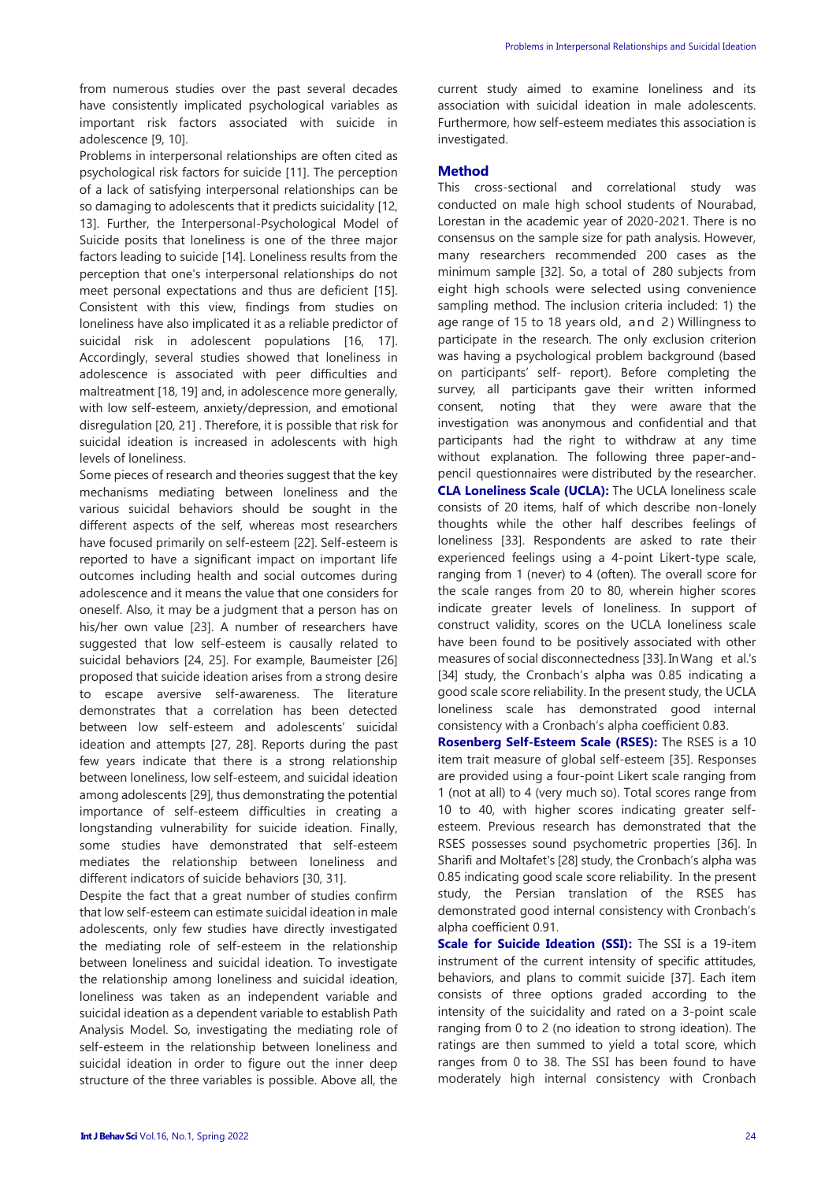from numerous studies over the past several decades have consistently implicated psychological variables as important risk factors associated with suicide in adolescence [9, 10].

Problems in interpersonal relationships are often cited as psychological risk factors for suicide [11]. The perception of a lack of satisfying interpersonal relationships can be so damaging to adolescents that it predicts suicidality [12, 13]. Further, the Interpersonal-Psychological Model of Suicide posits that loneliness is one of the three major factors leading to suicide [14]. Loneliness results from the perception that one's interpersonal relationships do not meet personal expectations and thus are deficient [15]. Consistent with this view, findings from studies on loneliness have also implicated it as a reliable predictor of suicidal risk in adolescent populations [16, 17]. Accordingly, several studies showed that loneliness in adolescence is associated with peer difficulties and maltreatment [18, 19] and, in adolescence more generally, with low self-esteem, anxiety/depression, and emotional disregulation [20, 21] . Therefore, it is possible that risk for suicidal ideation is increased in adolescents with high levels of loneliness.

Some pieces of research and theories suggest that the key mechanisms mediating between loneliness and the various suicidal behaviors should be sought in the different aspects of the self, whereas most researchers have focused primarily on self-esteem [22]. Self-esteem is reported to have a significant impact on important life outcomes including health and social outcomes during adolescence and it means the value that one considers for oneself. Also, it may be a judgment that a person has on his/her own value [23]. A number of researchers have suggested that low self-esteem is causally related to suicidal behaviors [24, 25]. For example, Baumeister [26] proposed that suicide ideation arises from a strong desire to escape aversive self-awareness. The literature demonstrates that a correlation has been detected between low self-esteem and adolescents' suicidal ideation and attempts [27, 28]. Reports during the past few years indicate that there is a strong relationship between loneliness, low self-esteem, and suicidal ideation among adolescents [29], thus demonstrating the potential importance of self-esteem difficulties in creating a longstanding vulnerability for suicide ideation. Finally, some studies have demonstrated that self-esteem mediates the relationship between loneliness and different indicators of suicide behaviors [30, 31].

Despite the fact that a great number of studies confirm that low self-esteem can estimate suicidal ideation in male adolescents, only few studies have directly investigated the mediating role of self-esteem in the relationship between loneliness and suicidal ideation. To investigate the relationship among loneliness and suicidal ideation, loneliness was taken as an independent variable and suicidal ideation as a dependent variable to establish Path Analysis Model. So, investigating the mediating role of self-esteem in the relationship between loneliness and suicidal ideation in order to figure out the inner deep structure of the three variables is possible. Above all, the current study aimed to examine loneliness and its association with suicidal ideation in male adolescents. Furthermore, how self-esteem mediates this association is investigated.

## Method

This cross-sectional and correlational study was conducted on male high school students of Nourabad, Lorestan in the academic year of 2020-2021. There is no consensus on the sample size for path analysis. However, many researchers recommended 200 cases as the minimum sample [32]. So, a total of 280 subjects from eight high schools were selected using convenience sampling method. The inclusion criteria included: 1) the age range of 15 to 18 years old, and 2) Willingness to participate in the research. The only exclusion criterion was having a psychological problem background (based on participants' self- report). Before completing the survey, all participants gave their written informed consent, noting that they were aware that the investigation was anonymous and confidential and that participants had the right to withdraw at any time without explanation. The following three paper-and-pencil questionnaires were distributed by the researcher.

**CLA Loneliness Scale (UCLA):** The UCLA loneliness scale consists of 20 items, half of which describe non-lonely thoughts while the other half describes feelings of loneliness [33]. Respondents are asked to rate their experienced feelings using a 4-point Likert-type scale, ranging from 1 (never) to 4 (often). The overall score for the scale ranges from 20 to 80, wherein higher scores indicate greater levels of loneliness. In support of construct validity, scores on the UCLA loneliness scale have been found to be positively associated with other measures of social disconnectedness [33]. In Wang et al.'s [34] study, the Cronbach's alpha was 0.85 indicating a good scale score reliability. In the present study, the UCLA loneliness scale has demonstrated good internal consistency with a Cronbach's alpha coefficient 0.83.

**Rosenberg Self-Esteem Scale (RSES):** The RSES is a 10 item trait measure of global self-esteem [35]. Responses are provided using a four-point Likert scale ranging from 1 (not at all) to 4 (very much so). Total scores range from 10 to 40, with higher scores indicating greater self-esteem. Previous research has demonstrated that the RSES possesses sound psychometric properties [36]. In Sharifi and Moltafet's [28] study, the Cronbach's alpha was 0.85 indicating good scale score reliability. In the present study, the Persian translation of the RSES has demonstrated good internal consistency with Cronbach's alpha coefficient 0.91.

**Scale for Suicide Ideation (SSI):** The SSI is a 19-item instrument of the current intensity of specific attitudes, behaviors, and plans to commit suicide [37]. Each item consists of three options graded according to the intensity of the suicidality and rated on a 3-point scale ranging from 0 to 2 (no ideation to strong ideation). The ratings are then summed to yield a total score, which ranges from 0 to 38. The SSI has been found to have moderately high internal consistency with Cronbach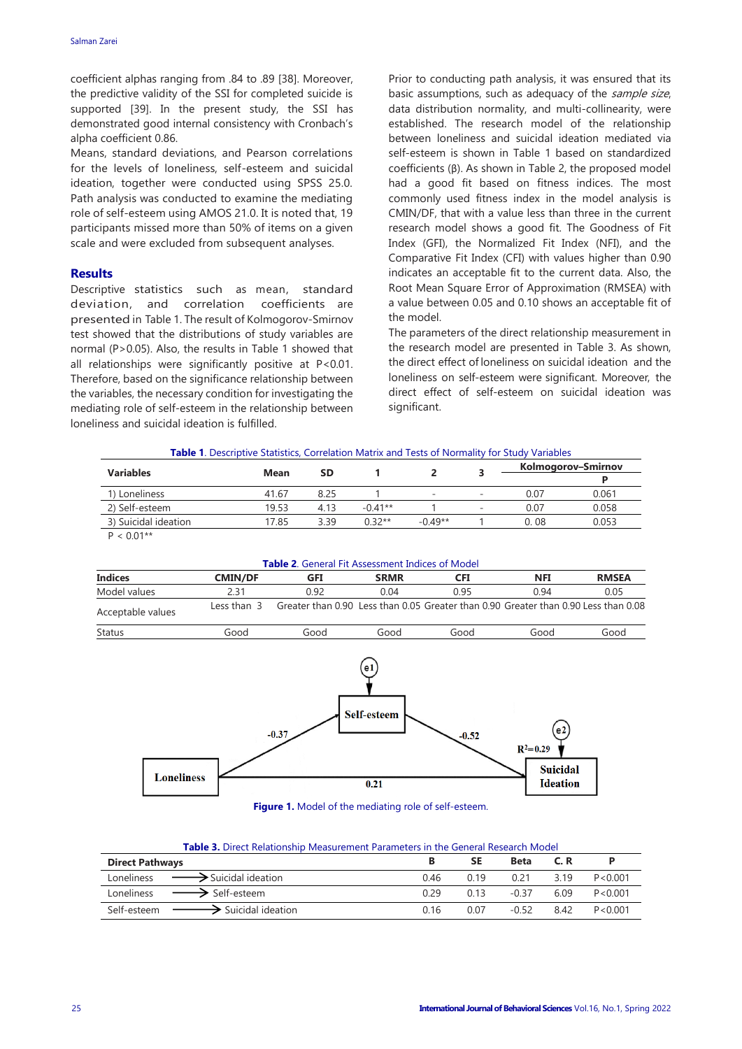coefficient alphas ranging from .84 to .89 [38]. Moreover, the predictive validity of the SSI for completed suicide is supported [39]. In the present study, the SSI has demonstrated good internal consistency with Cronbach's alpha coefficient 0.86.

Means, standard deviations, and Pearson correlations for the levels of loneliness, self-esteem and suicidal ideation, together were conducted using SPSS 25.0. Path analysis was conducted to examine the mediating role of self-esteem using AMOS 21.0. It is noted that, 19 participants missed more than 50% of items on a given scale and were excluded from subsequent analyses.

## Results

Descriptive statistics such as mean, standard deviation, and correlation coefficients are presented in Table 1. The result of Kolmogorov-Smirnov test showed that the distributions of study variables are normal (P>0.05). Also, the results in Table 1 showed that all relationships were significantly positive at P<0.01. Therefore, based on the significance relationship between the variables, the necessary condition for investigating the mediating role of self-esteem in the relationship between loneliness and suicidal ideation is fulfilled.

Prior to conducting path analysis, it was ensured that its basic assumptions, such as adequacy of the *sample size*, data distribution normality, and multi-collinearity, were established. The research model of the relationship between loneliness and suicidal ideation mediated via self-esteem is shown in Table 1 based on standardized coefficients (β). As shown in Table 2, the proposed model had a good fit based on fitness indices. The most commonly used fitness index in the model analysis is CMIN/DF, that with a value less than three in the current research model shows a good fit. The Goodness of Fit Index (GFI), the Normalized Fit Index (NFI), and the Comparative Fit Index (CFI) with values higher than 0.90 indicates an acceptable fit to the current data. Also, the Root Mean Square Error of Approximation (RMSEA) with a value between 0.05 and 0.10 shows an acceptable fit of the model.

The parameters of the direct relationship measurement in the research model are presented in Table 3. As shown, the direct effect of loneliness on suicidal ideation and the loneliness on self-esteem were significant. Moreover, the direct effect of self-esteem on suicidal ideation was significant.

**Table 1.** Descriptive Statistics, Correlation Matrix and Tests of Normality for Study Variables

| Variables | Mean | SD | 1 | 2 | 3 | Kolmogorov–Smirnov | |
|---|---|---|---|---|---|---|---|
| | | | | | | | P |
| 1) Loneliness | 41.67 | 8.25 | 1 | - | - | 0.07 | 0.061 |
| 2) Self-esteem | 19.53 | 4.13 | -0.41** | 1 | - | 0.07 | 0.058 |
| 3) Suicidal ideation | 17.85 | 3.39 | 0.32** | -0.49** | 1 | 0. 08 | 0.053 |

P < 0.01**

**Table 2.** General Fit Assessment Indices of Model

| Indices | CMIN/DF | GFI | SRMR | CFI | NFI | RMSEA |
|---|---|---|---|---|---|---|
| Model values | 2.31 | 0.92 | 0.04 | 0.95 | 0.94 | 0.05 |
| Acceptable values | Less than 3 | Greater than 0.90 | Less than 0.05 | Greater than 0.90 | Greater than 0.90 | Less than 0.08 |
| Status | Good | Good | Good | Good | Good | Good |

**Figure 1.** Model of the mediating role of self-esteem.

**Table 3.** Direct Relationship Measurement Parameters in the General Research Model

| Direct Pathways | B | SE | Beta | C. R | P |
|---|---|---|---|---|---|
| Loneliness → Suicidal ideation | 0.46 | 0.19 | 0.21 | 3.19 | P<0.001 |
| Loneliness → Self-esteem | 0.29 | 0.13 | -0.37 | 6.09 | P<0.001 |
| Self-esteem → Suicidal ideation | 0.16 | 0.07 | -0.52 | 8.42 | P<0.001 |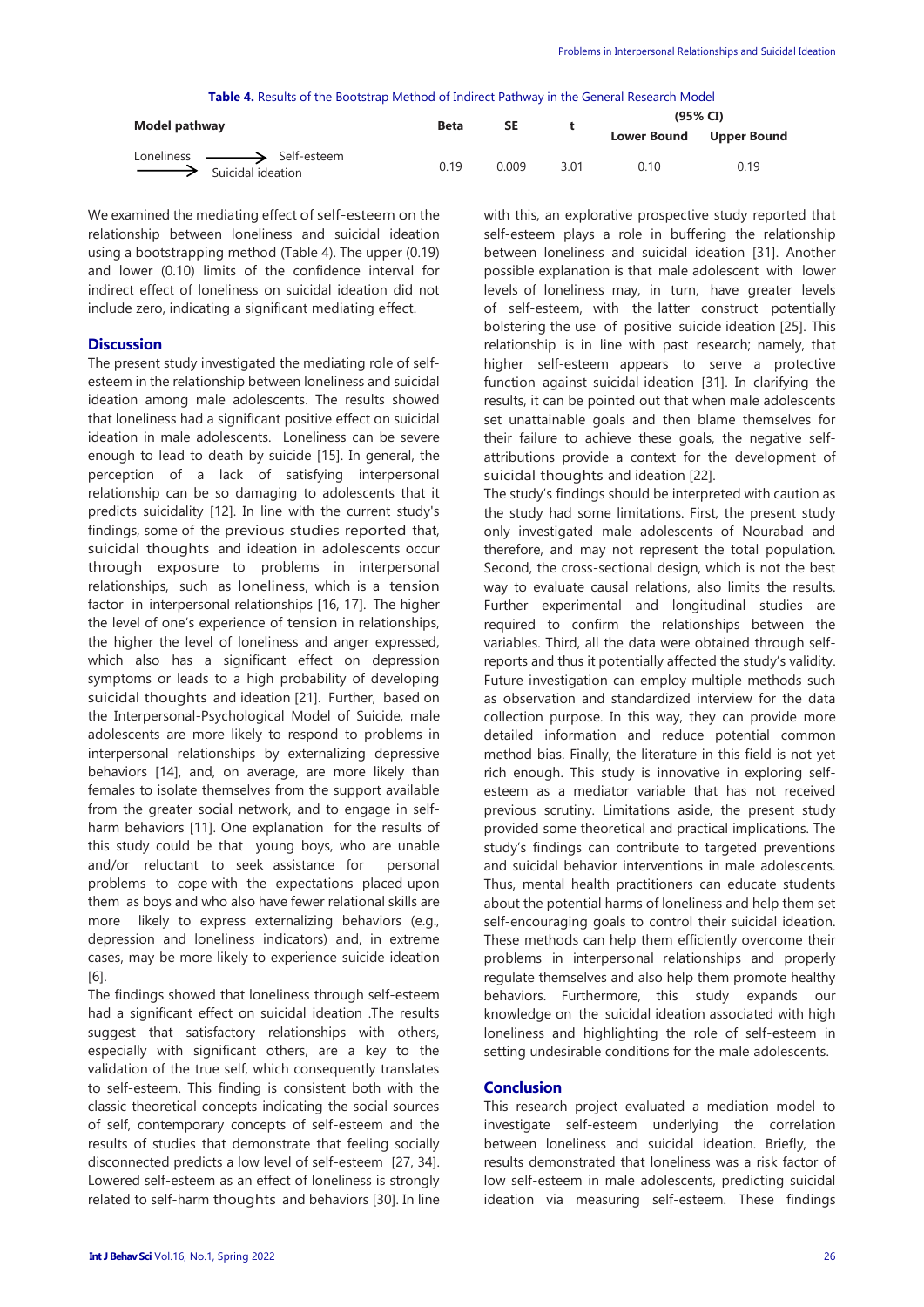**Table 4.** Results of the Bootstrap Method of Indirect Pathway in the General Research Model

| Model pathway | Beta | SE | t | (95% CI) | |
|---|---|---|---|---|---|
| | | | | Lower Bound | Upper Bound |
| Loneliness → Self-esteem → Suicidal ideation | 0.19 | 0.009 | 3.01 | 0.10 | 0.19 |

We examined the mediating effect of self-esteem on the relationship between loneliness and suicidal ideation using a bootstrapping method (Table 4). The upper (0.19) and lower (0.10) limits of the confidence interval for indirect effect of loneliness on suicidal ideation did not include zero, indicating a significant mediating effect.

## Discussion

The present study investigated the mediating role of self-esteem in the relationship between loneliness and suicidal ideation among male adolescents. The results showed that loneliness had a significant positive effect on suicidal ideation in male adolescents. Loneliness can be severe enough to lead to death by suicide [15]. In general, the perception of a lack of satisfying interpersonal relationship can be so damaging to adolescents that it predicts suicidality [12]. In line with the current study's findings, some of the previous studies reported that, suicidal thoughts and ideation in adolescents occur through exposure to problems in interpersonal relationships, such as loneliness, which is a tension factor in interpersonal relationships [16, 17]. The higher the level of one's experience of tension in relationships, the higher the level of loneliness and anger expressed, which also has a significant effect on depression symptoms or leads to a high probability of developing suicidal thoughts and ideation [21]. Further, based on the Interpersonal-Psychological Model of Suicide, male adolescents are more likely to respond to problems in interpersonal relationships by externalizing depressive behaviors [14], and, on average, are more likely than females to isolate themselves from the support available from the greater social network, and to engage in self-harm behaviors [11]. One explanation for the results of this study could be that young boys, who are unable and/or reluctant to seek assistance for personal problems to cope with the expectations placed upon them as boys and who also have fewer relational skills are more likely to express externalizing behaviors (e.g., depression and loneliness indicators) and, in extreme cases, may be more likely to experience suicide ideation [6].

The findings showed that loneliness through self-esteem had a significant effect on suicidal ideation .The results suggest that satisfactory relationships with others, especially with significant others, are a key to the validation of the true self, which consequently translates to self-esteem. This finding is consistent both with the classic theoretical concepts indicating the social sources of self, contemporary concepts of self-esteem and the results of studies that demonstrate that feeling socially disconnected predicts a low level of self-esteem [27, 34]. Lowered self-esteem as an effect of loneliness is strongly related to self-harm thoughts and behaviors [30]. In line with this, an explorative prospective study reported that self-esteem plays a role in buffering the relationship between loneliness and suicidal ideation [31]. Another possible explanation is that male adolescent with lower levels of loneliness may, in turn, have greater levels of self-esteem, with the latter construct potentially bolstering the use of positive suicide ideation [25]. This relationship is in line with past research; namely, that higher self-esteem appears to serve a protective function against suicidal ideation [31]. In clarifying the results, it can be pointed out that when male adolescents set unattainable goals and then blame themselves for their failure to achieve these goals, the negative self-attributions provide a context for the development of suicidal thoughts and ideation [22].

The study's findings should be interpreted with caution as the study had some limitations. First, the present study only investigated male adolescents of Nourabad and therefore, and may not represent the total population. Second, the cross-sectional design, which is not the best way to evaluate causal relations, also limits the results. Further experimental and longitudinal studies are required to confirm the relationships between the variables. Third, all the data were obtained through self-reports and thus it potentially affected the study's validity. Future investigation can employ multiple methods such as observation and standardized interview for the data collection purpose. In this way, they can provide more detailed information and reduce potential common method bias. Finally, the literature in this field is not yet rich enough. This study is innovative in exploring self-esteem as a mediator variable that has not received previous scrutiny. Limitations aside, the present study provided some theoretical and practical implications. The study's findings can contribute to targeted preventions and suicidal behavior interventions in male adolescents. Thus, mental health practitioners can educate students about the potential harms of loneliness and help them set self-encouraging goals to control their suicidal ideation. These methods can help them efficiently overcome their problems in interpersonal relationships and properly regulate themselves and also help them promote healthy behaviors. Furthermore, this study expands our knowledge on the suicidal ideation associated with high loneliness and highlighting the role of self-esteem in setting undesirable conditions for the male adolescents.

## Conclusion

This research project evaluated a mediation model to investigate self-esteem underlying the correlation between loneliness and suicidal ideation. Briefly, the results demonstrated that loneliness was a risk factor of low self-esteem in male adolescents, predicting suicidal ideation via measuring self-esteem. These findings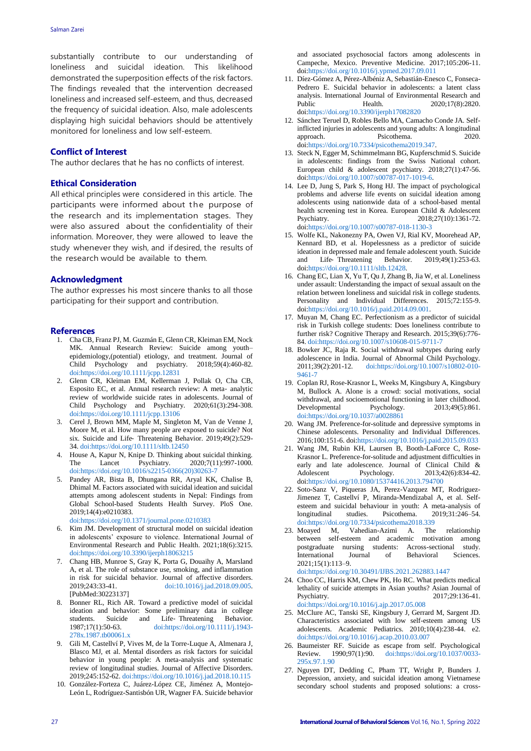substantially contribute to our understanding of loneliness and suicidal ideation. This likelihood demonstrated the superposition effects of the risk factors. The findings revealed that the intervention decreased loneliness and increased self-esteem, and thus, decreased the frequency of suicidal ideation. Also, male adolescents displaying high suicidal behaviors should be attentively monitored for loneliness and low self-esteem.

## Conflict of Interest

The author declares that he has no conflicts of interest.

## Ethical Consideration

All ethical principles were considered in this article. The participants were informed about the purpose of the research and its implementation stages. They were also assured about the confidentiality of their information. Moreover, they were allowed to leave the study whenever they wish, and if desired, the results of the research would be available to them.

## Acknowledgment

The author expresses his most sincere thanks to all those participating for their support and contribution.

## References

1. Cha CB, Franz PJ, M. Guzmán EM, Glenn CR, Kleiman EM, Nock MK. Annual Research Review: Suicide among youth–epidemiology,(potential) etiology, and treatment. Journal of Child Psychology and psychiatry. 2018;59(4):460-82. doi:https://doi.org/10.1111/jcpp.12831
2. Glenn CR, Kleiman EM, Kellerman J, Pollak O, Cha CB, Esposito EC, et al. Annual research review: A meta- analytic review of worldwide suicide rates in adolescents. Journal of Child Psychology and Psychiatry. 2020;61(3):294-308. doi:https://doi.org/10.1111/jcpp.13106
3. Cerel J, Brown MM, Maple M, Singleton M, Van de Venne J, Moore M, et al. How many people are exposed to suicide? Not six. Suicide and Life- Threatening Behavior. 2019;49(2):529-34. doi:https://doi.org/10.1111/sltb.12450
4. House A, Kapur N, Knipe D. Thinking about suicidal thinking. The Lancet Psychiatry. 2020;7(11):997-1000. doi:https://doi.org/10.1016/s2215-0366(20)30263-7
5. Pandey AR, Bista B, Dhungana RR, Aryal KK, Chalise B, Dhimal M. Factors associated with suicidal ideation and suicidal attempts among adolescent students in Nepal: Findings from Global School-based Students Health Survey. PloS One. 2019;14(4):e0210383. doi:https://doi.org/10.1371/journal.pone.0210383
6. Kim JM. Development of structural model on suicidal ideation in adolescents' exposure to violence. International Journal of Environmental Research and Public Health. 2021;18(6):3215. doi:https://doi.org/10.3390/ijerph18063215
7. Chang HB, Munroe S, Gray K, Porta G, Douaihy A, Marsland A, et al. The role of substance use, smoking, and inflammation in risk for suicidal behavior. Journal of affective disorders. 2019;243:33-41. doi:10.1016/j.jad.2018.09.005. [PubMed:30223137]
8. Bonner RL, Rich AR. Toward a predictive model of suicidal ideation and behavior: Some preliminary data in college students. Suicide and Life- Threatening Behavior. 1987;17(1):50-63. doi:https://doi.org/10.1111/j.1943-278x.1987.tb00061.x
9. Gili M, Castellví P, Vives M, de la Torre-Luque A, Almenara J, Blasco MJ, et al. Mental disorders as risk factors for suicidal behavior in young people: A meta-analysis and systematic review of longitudinal studies. Journal of Affective Disorders. 2019;245:152-62. doi:https://doi.org/10.1016/j.jad.2018.10.115
10. González-Forteza C, Juárez-López CE, Jiménez A, Montejo-León L, Rodríguez-Santisbón UR, Wagner FA. Suicide behavior and associated psychosocial factors among adolescents in Campeche, Mexico. Preventive Medicine. 2017;105:206-11. doi:https://doi.org/10.1016/j.ypmed.2017.09.011
11. Díez-Gómez A, Pérez-Albéniz A, Sebastián-Enesco C, Fonseca-Pedrero E. Suicidal behavior in adolescents: a latent class analysis. International Journal of Environmental Research and Public Health. 2020;17(8):2820. doi:https://doi.org/10.3390/ijerph17082820
12. Sánchez Teruel D, Robles Bello MA, Camacho Conde JA. Self-inflicted injuries in adolescents and young adults: A longitudinal approach. Psicothema. 2020. doi:https://doi.org/10.7334/psicothema2019.347.
13. Steck N, Egger M, Schimmelmann BG, Kupferschmid S. Suicide in adolescents: findings from the Swiss National cohort. European child & adolescent psychiatry. 2018;27(1):47-56. doi:https://doi.org/10.1007/s00787-017-1019-6.
14. Lee D, Jung S, Park S, Hong HJ. The impact of psychological problems and adverse life events on suicidal ideation among adolescents using nationwide data of a school-based mental health screening test in Korea. European Child & Adolescent Psychiatry. 2018;27(10):1361-72. doi:https://doi.org/10.1007/s00787-018-1130-3
15. Wolfe KL, Nakonezny PA, Owen VJ, Rial KV, Moorehead AP, Kennard BD, et al. Hopelessness as a predictor of suicide ideation in depressed male and female adolescent youth. Suicide and Life- Threatening Behavior. 2019;49(1):253-63. doi:https://doi.org/10.1111/sltb.12428.
16. Chang EC, Lian X, Yu T, Qu J, Zhang B, Jia W, et al. Loneliness under assault: Understanding the impact of sexual assault on the relation between loneliness and suicidal risk in college students. Personality and Individual Differences. 2015;72:155-9. doi:https://doi.org/10.1016/j.paid.2014.09.001.
17. Muyan M, Chang EC. Perfectionism as a predictor of suicidal risk in Turkish college students: Does loneliness contribute to further risk? Cognitive Therapy and Research. 2015;39(6):776-84. doi:https://doi.org/10.1007/s10608-015-9711-7
18. Bowker JC, Raja R. Social withdrawal subtypes during early adolescence in India. Journal of Abnormal Child Psychology. 2011;39(2):201-12. doi:https://doi.org/10.1007/s10802-010-9461-7
19. Coplan RJ, Rose-Krasnor L, Weeks M, Kingsbury A, Kingsbury M, Bullock A. Alone is a crowd: social motivations, social withdrawal, and socioemotional functioning in later childhood. Developmental Psychology. 2013;49(5):861. doi:https://doi.org/10.1037/a0028861
20. Wang JM. Preference-for-solitude and depressive symptoms in Chinese adolescents. Personality and Individual Differences. 2016;100:151-6. doi:https://doi.org/10.1016/j.paid.2015.09.033
21. Wang JM, Rubin KH, Laursen B, Booth-LaForce C, Rose-Krasnor L. Preference-for-solitude and adjustment difficulties in early and late adolescence. Journal of Clinical Child & Adolescent Psychology. 2013;42(6):834-42. doi:https://doi.org/10.1080/15374416.2013.794700
22. Soto-Sanz V, Piqueras JA, Perez-Vazquez MT, Rodriguez-Jimenez T, Castellví P, Miranda-Mendizabal A, et al. Self-esteem and suicidal behaviour in youth: A meta-analysis of longitudinal studies. Psicothema. 2019;31:246–54. doi:https://doi.org/10.7334/psicothema2018.339
23. Moayed M, Vahedian-Azimi A. The relationship between self-esteem and academic motivation among postgraduate nursing students: Across-sectional study. International Journal of Behavioral Sciences. 2021;15(1):113–9. doi:https://doi.org/10.30491/IJBS.2021.262883.1447
24. Choo CC, Harris KM, Chew PK, Ho RC. What predicts medical lethality of suicide attempts in Asian youths? Asian Journal of Psychiatry. 2017;29:136-41. doi:https://doi.org/10.1016/j.ajp.2017.05.008
25. McClure AC, Tanski SE, Kingsbury J, Gerrard M, Sargent JD. Characteristics associated with low self-esteem among US adolescents. Academic Pediatrics. 2010;10(4):238-44. e2. doi:https://doi.org/10.1016/j.acap.2010.03.007
26. Baumeister RF. Suicide as escape from self. Psychological Review. 1990;97(1):90. doi:https://doi.org/10.1037/0033-295x.97.1.90
27. Nguyen DT, Dedding C, Pham TT, Wright P, Bunders J. Depression, anxiety, and suicidal ideation among Vietnamese secondary school students and proposed solutions: a cross-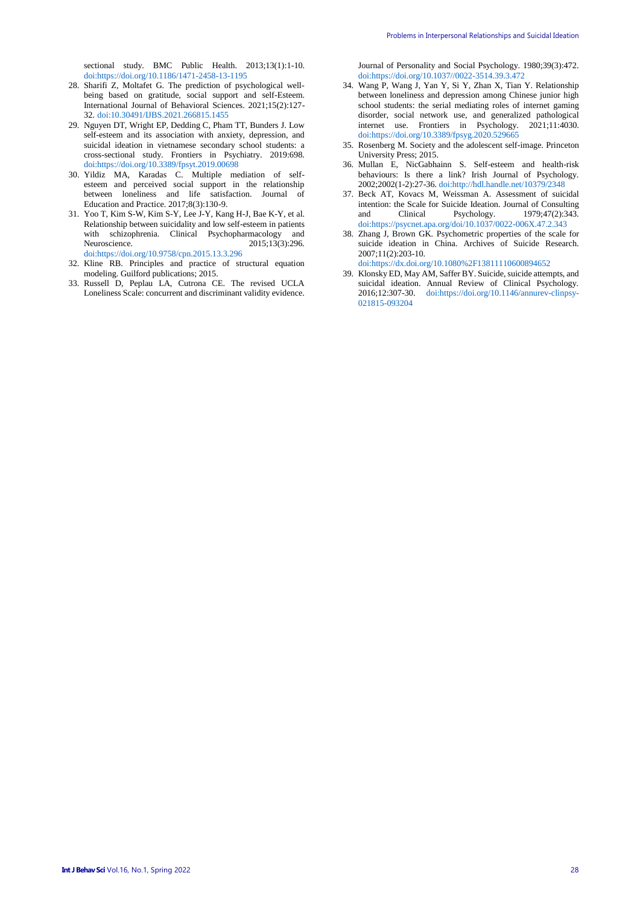sectional study. BMC Public Health. 2013;13(1):1-10. doi:https://doi.org/10.1186/1471-2458-13-1195

28. Sharifi Z, Moltafet G. The prediction of psychological well-being based on gratitude, social support and self-Esteem. International Journal of Behavioral Sciences. 2021;15(2):127-32. doi:10.30491/IJBS.2021.266815.1455
29. Nguyen DT, Wright EP, Dedding C, Pham TT, Bunders J. Low self-esteem and its association with anxiety, depression, and suicidal ideation in vietnamese secondary school students: a cross-sectional study. Frontiers in Psychiatry. 2019:698. doi:https://doi.org/10.3389/fpsyt.2019.00698
30. Yildiz MA, Karadas C. Multiple mediation of self-esteem and perceived social support in the relationship between loneliness and life satisfaction. Journal of Education and Practice. 2017;8(3):130-9.
31. Yoo T, Kim S-W, Kim S-Y, Lee J-Y, Kang H-J, Bae K-Y, et al. Relationship between suicidality and low self-esteem in patients with schizophrenia. Clinical Psychopharmacology and Neuroscience. 2015;13(3):296. doi:https://doi.org/10.9758/cpn.2015.13.3.296
32. Kline RB. Principles and practice of structural equation modeling. Guilford publications; 2015.
33. Russell D, Peplau LA, Cutrona CE. The revised UCLA Loneliness Scale: concurrent and discriminant validity evidence. Journal of Personality and Social Psychology. 1980;39(3):472. doi:https://doi.org/10.1037//0022-3514.39.3.472
34. Wang P, Wang J, Yan Y, Si Y, Zhan X, Tian Y. Relationship between loneliness and depression among Chinese junior high school students: the serial mediating roles of internet gaming disorder, social network use, and generalized pathological internet use. Frontiers in Psychology. 2021;11:4030. doi:https://doi.org/10.3389/fpsyg.2020.529665
35. Rosenberg M. Society and the adolescent self-image. Princeton University Press; 2015.
36. Mullan E, NicGabhainn S. Self-esteem and health-risk behaviours: Is there a link? Irish Journal of Psychology. 2002;2002(1-2):27-36. doi:http://hdl.handle.net/10379/2348
37. Beck AT, Kovacs M, Weissman A. Assessment of suicidal intention: the Scale for Suicide Ideation. Journal of Consulting and Clinical Psychology. 1979;47(2):343. doi:https://psycnet.apa.org/doi/10.1037/0022-006X.47.2.343
38. Zhang J, Brown GK. Psychometric properties of the scale for suicide ideation in China. Archives of Suicide Research. 2007;11(2):203-10. doi:https://dx.doi.org/10.1080%2F13811110600894652
39. Klonsky ED, May AM, Saffer BY. Suicide, suicide attempts, and suicidal ideation. Annual Review of Clinical Psychology. 2016;12:307-30. doi:https://doi.org/10.1146/annurev-clinpsy-021815-093204